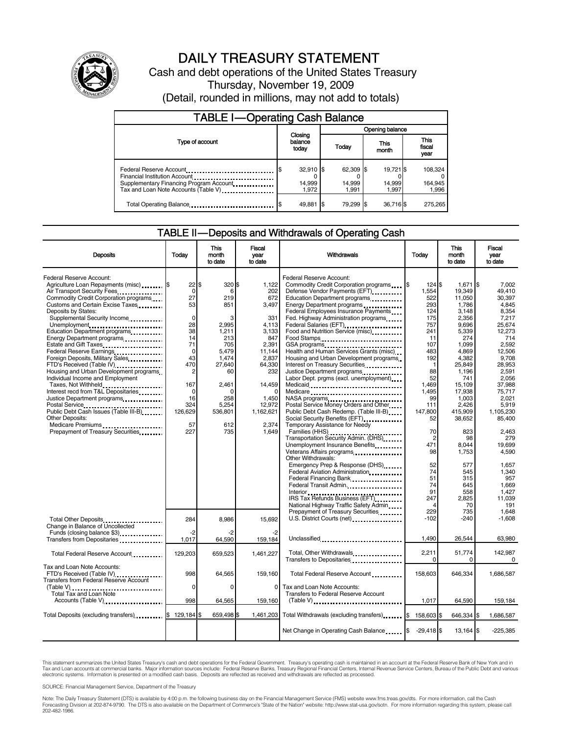# DAILY TREASURY STATEMENT

Cash and debt operations of the United States Treasury

Thursday, November 19, 2009

(Detail, rounded in millions, may not add to totals)

## TABLE I—Operating Cash Balance

| Type of account | Closing balance today | Opening balance Today | Opening balance This month | Opening balance This fiscal year |
|---|---|---|---|---|
| Federal Reserve Account | $ 32,910 | $ 62,309 | $ 19,721 | $ 108,324 |
| Financial Institution Account | 0 | 0 | 0 | 0 |
| Supplementary Financing Program Account | 14,999 | 14,999 | 14,999 | 164,945 |
| Tax and Loan Note Accounts (Table V) | 1,972 | 1,991 | 1,997 | 1,996 |
| Total Operating Balance | $ 49,881 | $ 79,299 | $ 36,716 | $ 275,265 |

## TABLE II—Deposits and Withdrawals of Operating Cash

| Deposits | Today | This month to date | Fiscal year to date |
|---|---|---|---|
| Federal Reserve Account: | | | |
| Agriculture Loan Repayments (misc) | $ 22 | $ 320 | $ 1,122 |
| Air Transport Security Fees | 0 | 6 | 202 |
| Commodity Credit Corporation programs | 27 | 219 | 672 |
| Customs and Certain Excise Taxes | 53 | 851 | 3,497 |
| Deposits by States: | | | |
| Supplemental Security Income | 0 | 3 | 331 |
| Unemployment | 28 | 2,995 | 4,113 |
| Education Department programs | 38 | 1,211 | 3,133 |
| Energy Department programs | 14 | 213 | 847 |
| Estate and Gift Taxes | 71 | 705 | 2,391 |
| Federal Reserve Earnings | 0 | 5,479 | 11,144 |
| Foreign Deposits, Military Sales | 43 | 1,474 | 2,837 |
| FTD's Received (Table IV) | 470 | 27,640 | 64,330 |
| Housing and Urban Development programs | 2 | 60 | 232 |
| Individual Income and Employment Taxes, Not Withheld | 167 | 2,461 | 14,459 |
| Interest recd from T&L Depositaries | 0 | 0 | 0 |
| Justice Department programs | 16 | 258 | 1,450 |
| Postal Service | 324 | 5,254 | 12,972 |
| Public Debt Cash Issues (Table III-B) | 126,629 | 536,801 | 1,162,621 |
| Other Deposits: | | | |
| Medicare Premiums | 57 | 612 | 2,374 |
| Prepayment of Treasury Securities | 227 | 735 | 1,649 |
| Total Other Deposits | 284 | 8,986 | 15,692 |
| Change in Balance of Uncollected Funds (closing balance $3) | -2 | -2 | -2 |
| Transfers from Depositaries | 1,017 | 64,590 | 159,184 |
| Total Federal Reserve Account | 129,203 | 659,523 | 1,461,227 |
| Tax and Loan Note Accounts: | | | |
| FTD's Received (Table IV) | 998 | 64,565 | 159,160 |
| Transfers from Federal Reserve Account (Table V) | 0 | 0 | 0 |
| Total Tax and Loan Note Accounts (Table V) | 998 | 64,565 | 159,160 |
| Total Deposits (excluding transfers) | $ 129,184 | $ 659,498 | $ 1,461,203 |

| Withdrawals | Today | This month to date | Fiscal year to date |
|---|---|---|---|
| Federal Reserve Account: | | | |
| Commodity Credit Corporation programs | $ 124 | $ 1,671 | $ 7,002 |
| Defense Vendor Payments (EFT) | 1,554 | 19,349 | 49,410 |
| Education Department programs | 522 | 11,050 | 30,397 |
| Energy Department programs | 293 | 1,786 | 4,845 |
| Federal Employees Insurance Payments | 124 | 3,148 | 8,354 |
| Fed. Highway Administration programs | 175 | 2,356 | 7,217 |
| Federal Salaries (EFT) | 757 | 9,696 | 25,674 |
| Food and Nutrition Service (misc) | 241 | 5,339 | 12,273 |
| Food Stamps | 11 | 274 | 714 |
| GSA programs | 107 | 1,099 | 2,592 |
| Health and Human Services Grants (misc) | 483 | 4,869 | 12,506 |
| Housing and Urban Development programs | 192 | 4,382 | 9,708 |
| Interest on Treasury Securities | 1 | 25,849 | 28,953 |
| Justice Department programs | 88 | 1,196 | 2,591 |
| Labor Dept. prgms (excl. unemployment) | 52 | 741 | 2,056 |
| Medicaid | 1,469 | 15,109 | 37,988 |
| Medicare | 1,495 | 17,938 | 75,717 |
| NASA programs | 99 | 1,003 | 2,021 |
| Postal Service Money Orders and Other | 111 | 2,426 | 5,919 |
| Public Debt Cash Redemp. (Table III-B) | 147,800 | 415,909 | 1,105,230 |
| Social Security Benefits (EFT) | 52 | 38,652 | 85,400 |
| Temporary Assistance for Needy Families (HHS) | 70 | 823 | 2,463 |
| Transportation Security Admin. (DHS) | 2 | 98 | 279 |
| Unemployment Insurance Benefits | 471 | 8,044 | 19,699 |
| Veterans Affairs programs | 98 | 1,753 | 4,590 |
| Other Withdrawals: | | | |
| Emergency Prep & Response (DHS) | 52 | 577 | 1,657 |
| Federal Aviation Administration | 74 | 545 | 1,340 |
| Federal Financing Bank | 51 | 315 | 957 |
| Federal Transit Admin. | 74 | 645 | 1,669 |
| Interior | 91 | 558 | 1,427 |
| IRS Tax Refunds Business (EFT) | 247 | 2,825 | 11,039 |
| National Highway Traffic Safety Admin | 4 | 70 | 191 |
| Prepayment of Treasury Securities | 229 | 735 | 1,648 |
| U.S. District Courts (net) | -102 | -240 | -1,608 |
| Unclassified | 1,490 | 26,544 | 63,980 |
| Total, Other Withdrawals | 2,211 | 51,774 | 142,987 |
| Transfers to Depositaries | 0 | 0 | 0 |
| Total Federal Reserve Account | 158,603 | 646,334 | 1,686,587 |
| Tax and Loan Note Accounts: | | | |
| Transfers to Federal Reserve Account (Table V) | 1,017 | 64,590 | 159,184 |
| Total Withdrawals (excluding transfers) | $ 158,603 | $ 646,334 | $ 1,686,587 |
| Net Change in Operating Cash Balance | $ -29,418 | $ 13,164 | $ -225,385 |

This statement summarizes the United States Treasury's cash and debt operations for the Federal Government. Treasury's operating cash is maintained in an account at the Federal Reserve Bank of New York and in Tax and Loan accounts at commercial banks. Major information sources include: Federal Reserve Banks, Treasury Regional Financial Centers, Internal Revenue Service Centers, Bureau of the Public Debt and various electronic systems. Information is presented on a modified cash basis. Deposits are reflected as received and withdrawals are reflected as processed.

SOURCE: Financial Management Service, Department of the Treasury

Note: The Daily Treasury Statement (DTS) is available by 4:00 p.m. the following business day on the Financial Management Service (FMS) website www.fms.treas.gov/dts. For more information, call the Cash Forecasting Division at 202-874-9790. The DTS is also available on the Department of Commerce's "State of the Nation" website: http://www.stat-usa.gov/sotn. For more information regarding this system, please call 202-482-1986.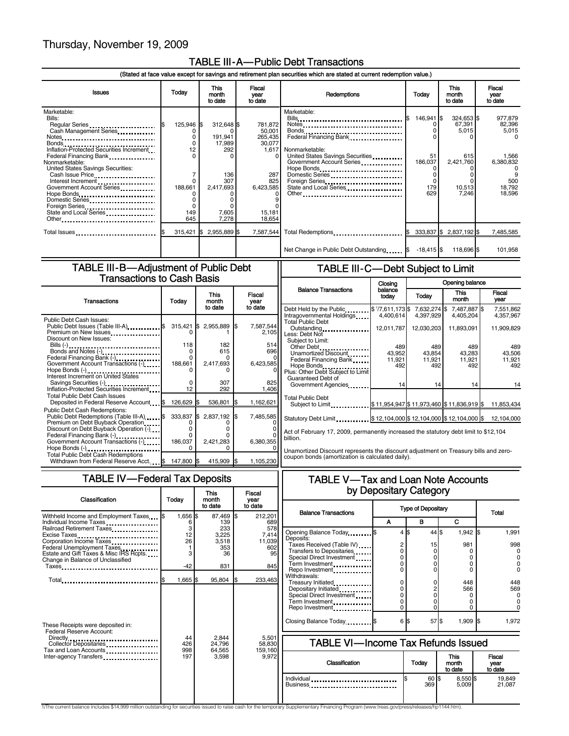Thursday, November 19, 2009

## TABLE III-A—Public Debt Transactions

(Stated at face value except for savings and retirement plan securities which are stated at current redemption value.)

| Issues | Today | This month to date | Fiscal year to date |
|---|---|---|---|
| Marketable: | | | |
| Bills: | | | |
| Regular Series | $ 125,946 | $ 312,648 | $ 781,872 |
| Cash Management Series | 0 | 0 | 50,001 |
| Notes | 0 | 191,941 | 265,435 |
| Bonds | 0 | 17,989 | 30,077 |
| Inflation-Protected Securities Increment | 12 | 292 | 1,617 |
| Federal Financing Bank | 0 | 0 | 0 |
| Nonmarketable: | | | |
| United States Savings Securities: | | | |
| Cash Issue Price | 7 | 136 | 287 |
| Interest Increment | 0 | 307 | 825 |
| Government Account Series | 188,661 | 2,417,693 | 6,423,585 |
| Hope Bonds | 0 | 0 | 0 |
| Domestic Series | 0 | 0 | 9 |
| Foreign Series | 0 | 0 | 0 |
| State and Local Series | 149 | 7,605 | 15,181 |
| Other | 645 | 7,278 | 18,654 |
| Total Issues | $ 315,421 | $ 2,955,889 | $ 7,587,544 |

| Redemptions | Today | This month to date | Fiscal year to date |
|---|---|---|---|
| Marketable: | | | |
| Bills | $ 146,941 | $ 324,653 | $ 977,879 |
| Notes | 0 | 67,391 | 82,396 |
| Bonds | 0 | 5,015 | 5,015 |
| Federal Financing Bank | 0 | 0 | 0 |
| Nonmarketable: | | | |
| United States Savings Securities | 51 | 615 | 1,566 |
| Government Account Series | 186,037 | 2,421,760 | 6,380,832 |
| Hope Bonds | 0 | 0 | 0 |
| Domestic Series | 0 | 0 | 9 |
| Foreign Series | 0 | 0 | 500 |
| State and Local Series | 179 | 10,513 | 18,792 |
| Other | 629 | 7,246 | 18,596 |
| Total Redemptions | $ 333,837 | $ 2,837,192 | $ 7,485,585 |
| Net Change in Public Debt Outstanding | $ -18,415 | $ 118,696 | $ 101,958 |

## TABLE III-B—Adjustment of Public Debt Transactions to Cash Basis

| Transactions | Today | This month to date | Fiscal year to date |
|---|---|---|---|
| Public Debt Cash Issues: | | | |
| Public Debt Issues (Table III-A) | $ 315,421 | $ 2,955,889 | $ 7,587,544 |
| Premium on New Issues | 0 | 1 | 2,105 |
| Discount on New Issues: | | | |
| Bills (-) | 118 | 182 | 514 |
| Bonds and Notes (-) | 0 | 615 | 696 |
| Federal Financing Bank (-) | 0 | 0 | 0 |
| Government Account Transactions (-) | 188,661 | 2,417,693 | 6,423,585 |
| Hope Bonds (-) | 0 | 0 | 0 |
| Interest Increment on United States Savings Securities (-) | 0 | 307 | 825 |
| Inflation-Protected Securities Increment | 12 | 292 | 1,406 |
| Total Public Debt Cash Issues Deposited in Federal Reserve Account | $ 126,629 | $ 536,801 | $ 1,162,621 |
| Public Debt Cash Redemptions: | | | |
| Public Debt Redemptions (Table III-A) | $ 333,837 | $ 2,837,192 | $ 7,485,585 |
| Premium on Debt Buyback Operation | 0 | 0 | 0 |
| Discount on Debt Buyback Operation (-) | 0 | 0 | 0 |
| Federal Financing Bank (-) | 0 | 0 | 0 |
| Government Account Transactions (-) | 186,037 | 2,421,283 | 6,380,355 |
| Hope Bonds (-) | 0 | 0 | 0 |
| Total Public Debt Cash Redemptions Withdrawn from Federal Reserve Acct. | $ 147,800 | $ 415,909 | $ 1,105,230 |

## TABLE III-C—Debt Subject to Limit

| Balance Transactions | Closing balance today | Opening balance Today | Opening balance This month | Opening balance Fiscal year |
|---|---|---|---|---|
| Debt Held by the Public | $ [1]7,611,173 | $ 7,632,274 | $ 7,487,887 | $ 7,551,862 |
| Intragovernmental Holdings | 4,400,614 | 4,397,929 | 4,405,204 | 4,357,967 |
| Total Public Debt Outstanding | 12,011,787 | 12,030,203 | 11,893,091 | 11,909,829 |
| Less: Debt Not Subject to Limit: | | | | |
| Other Debt | 489 | 489 | 489 | 489 |
| Unamortized Discount | 43,952 | 43,854 | 43,283 | 43,506 |
| Federal Financing Bank | 11,921 | 11,921 | 11,921 | 11,921 |
| Hope Bonds | 492 | 492 | 492 | 492 |
| Plus: Other Debt Subject to Limit | | | | |
| Guaranteed Debt of Government Agencies | 14 | 14 | 14 | 14 |
| Total Public Debt Subject to Limit | $ 11,954,947 | $ 11,973,460 | $ 11,836,919 | $ 11,853,434 |
| Statutory Debt Limit | $ 12,104,000 | $ 12,104,000 | $ 12,104,000 | $ 12,104,000 |

Act of February 17, 2009, permanently increased the statutory debt limit to $12,104 billion.

Unamortized Discount represents the discount adjustment on Treasury bills and zero-coupon bonds (amortization is calculated daily).

## TABLE IV—Federal Tax Deposits

| Classification | Today | This month to date | Fiscal year to date |
|---|---|---|---|
| Withheld Income and Employment Taxes | $ 1,656 | $ 87,469 | $ 212,201 |
| Individual Income Taxes | 6 | 139 | 689 |
| Railroad Retirement Taxes | 3 | 233 | 578 |
| Excise Taxes | 12 | 3,225 | 7,414 |
| Corporation Income Taxes | 26 | 3,518 | 11,039 |
| Federal Unemployment Taxes | 1 | 353 | 602 |
| Estate and Gift Taxes & Misc IRS Rcpts. | 3 | 36 | 95 |
| Change in Balance of Unclassified Taxes | -42 | 831 | 845 |
| Total | $ 1,665 | $ 95,804 | $ 233,463 |
| These Receipts were deposited in: | | | |
| Federal Reserve Account: | | | |
| Directly | 44 | 2,844 | 5,501 |
| Collector Depositaries | 426 | 24,796 | 58,830 |
| Tax and Loan Accounts | 998 | 64,565 | 159,160 |
| Inter-agency Transfers | 197 | 3,598 | 9,972 |

## TABLE V—Tax and Loan Note Accounts by Depositary Category

| Balance Transactions | Type of Depositary A | Type of Depositary B | Type of Depositary C | Total |
|---|---|---|---|---|
| Opening Balance Today | $ 4 | $ 44 | $ 1,942 | $ 1,991 |
| Deposits: | | | | |
| Taxes Received (Table IV) | 2 | 15 | 981 | 998 |
| Transfers to Depositaries | 0 | 0 | 0 | 0 |
| Special Direct Investment | 0 | 0 | 0 | 0 |
| Term Investment | 0 | 0 | 0 | 0 |
| Repo Investment | 0 | 0 | 0 | 0 |
| Withdrawals: | | | | |
| Treasury Initiated | 0 | 0 | 448 | 448 |
| Depositary Initiated | 0 | 2 | 566 | 569 |
| Special Direct Investment | 0 | 0 | 0 | 0 |
| Term Investment | 0 | 0 | 0 | 0 |
| Repo Investment | 0 | 0 | 0 | 0 |
| Closing Balance Today | $ 6 | $ 57 | $ 1,909 | $ 1,972 |

## TABLE VI—Income Tax Refunds Issued

| Classification | Today | This month to date | Fiscal year to date |
|---|---|---|---|
| Individual | $ 60 | $ 8,550 | $ 19,849 |
| Business | 369 | 5,009 | 21,087 |

1/The current balance includes $14,999 million outstanding for securities issued to raise cash for the temporary Supplementary Financing Program (www.treas.gov/press/releases/hp1144.htm).